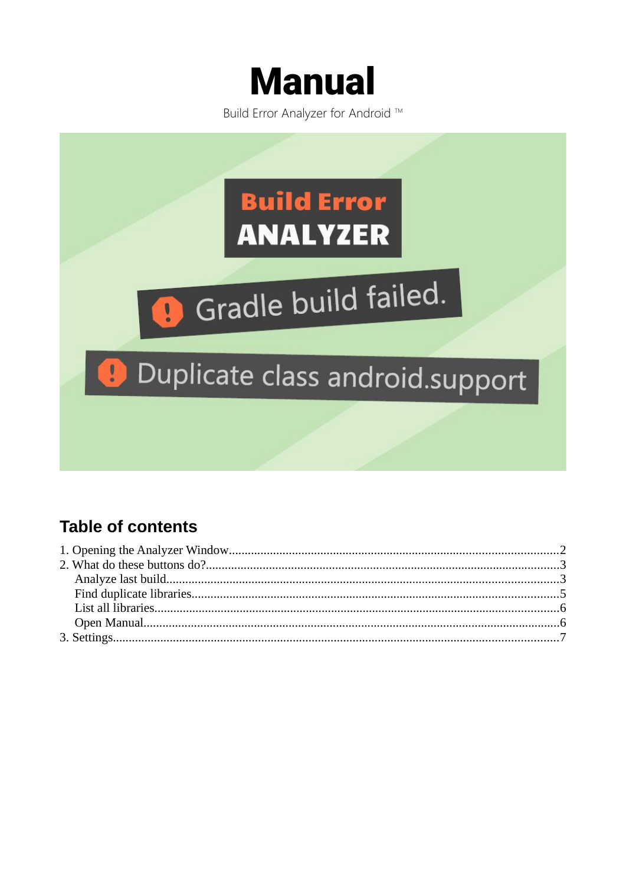# Manual

Build Error Analyzer for Android ™

## Table of contents

1. Opening the Analyzer Window........................................................................................................2
2. What do these buttons do?................................................................................................................3
   - Analyze last build..........................................................................................................................3
   - Find duplicate libraries...................................................................................................................5
   - List all libraries...............................................................................................................................6
   - Open Manual...................................................................................................................................6
3. Settings...........................................................................................................................................7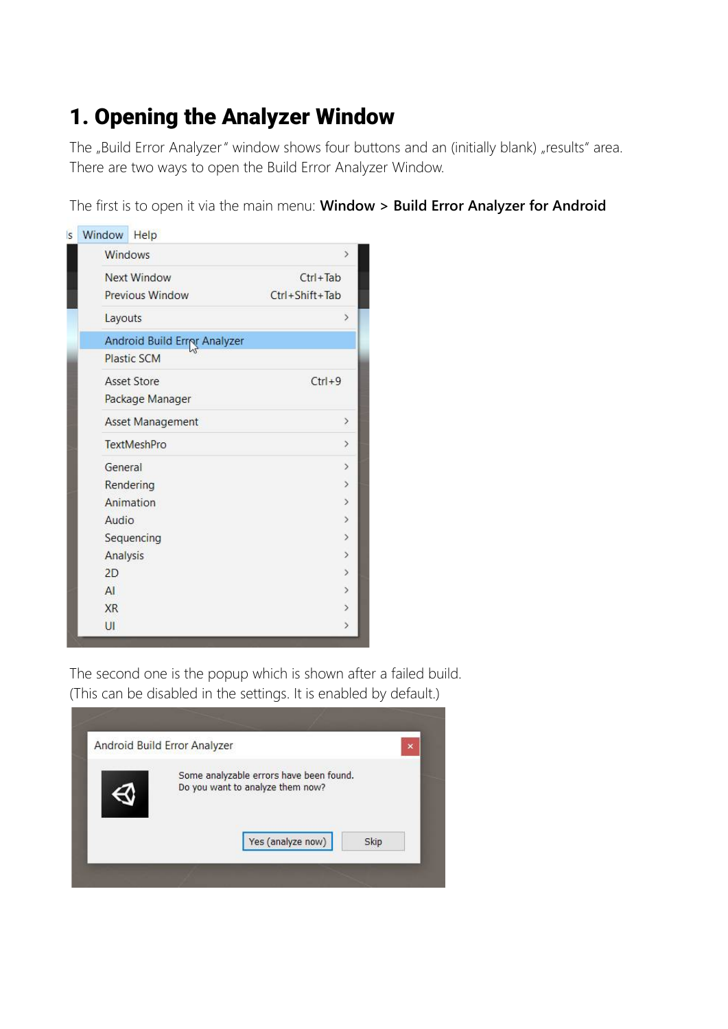# 1. Opening the Analyzer Window

The „Build Error Analyzer" window shows four buttons and an (initially blank) „results" area. There are two ways to open the Build Error Analyzer Window.

The first is to open it via the main menu: **Window > Build Error Analyzer for Android**

The second one is the popup which is shown after a failed build. (This can be disabled in the settings. It is enabled by default.)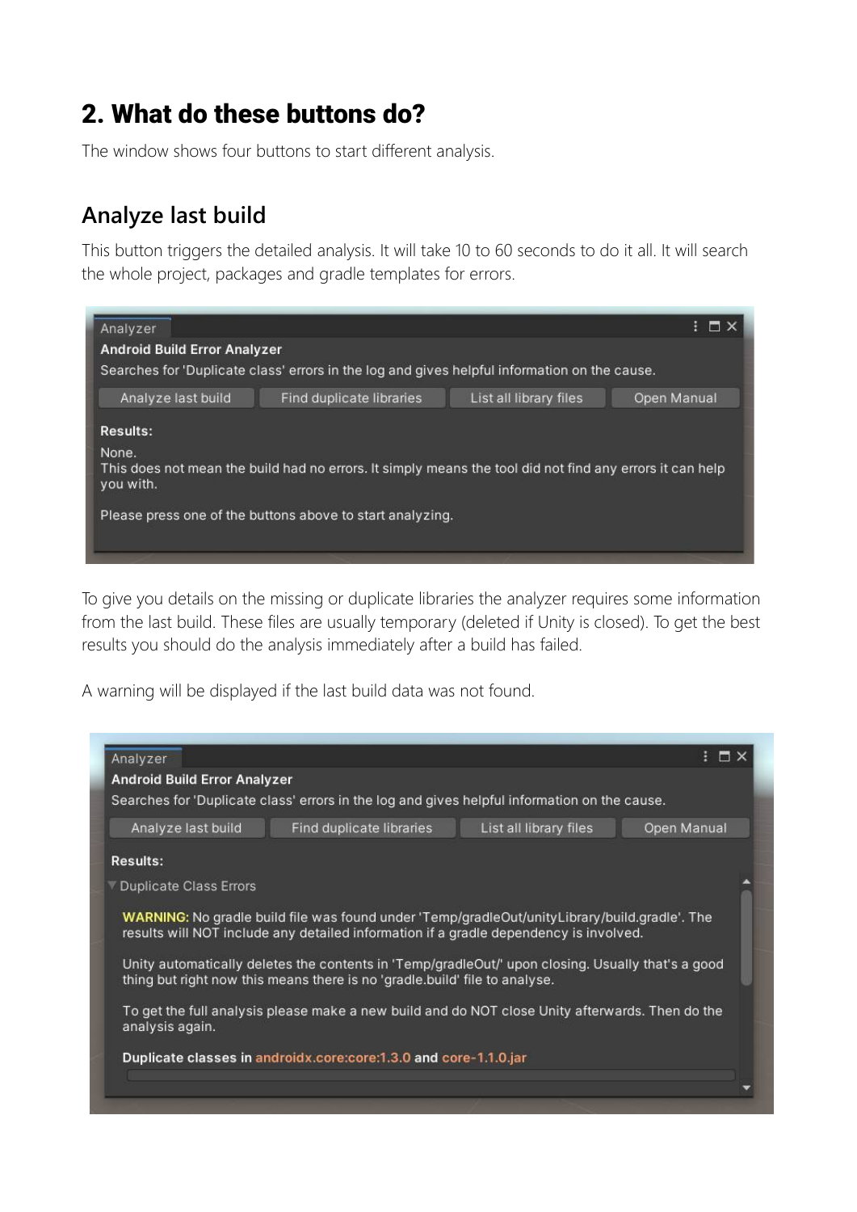## 2. What do these buttons do?

The window shows four buttons to start different analysis.

### Analyze last build

This button triggers the detailed analysis. It will take 10 to 60 seconds to do it all. It will search the whole project, packages and gradle templates for errors.

To give you details on the missing or duplicate libraries the analyzer requires some information from the last build. These files are usually temporary (deleted if Unity is closed). To get the best results you should do the analysis immediately after a build has failed.

A warning will be displayed if the last build data was not found.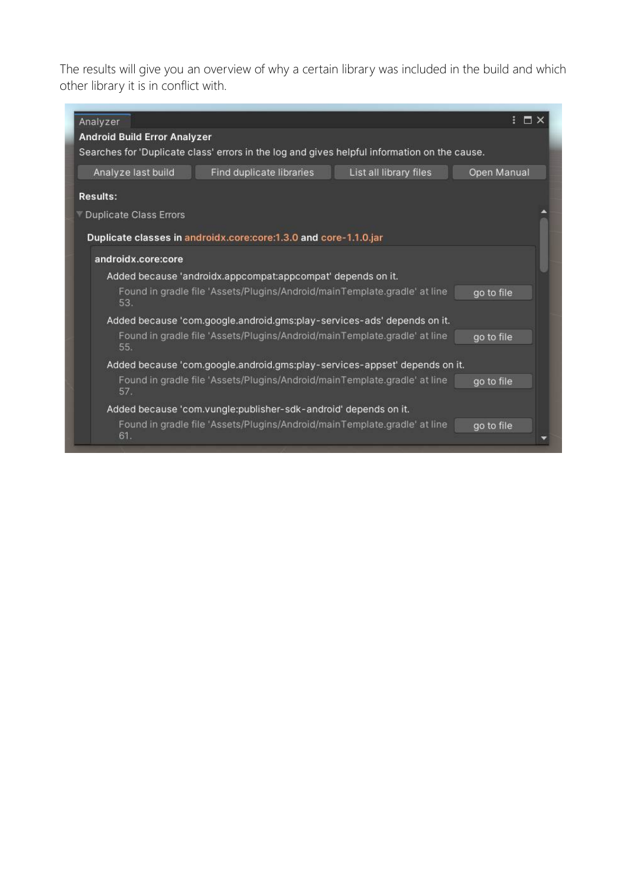The results will give you an overview of why a certain library was included in the build and which other library it is in conflict with.

Analyzer

**Android Build Error Analyzer**

Searches for 'Duplicate class' errors in the log and gives helpful information on the cause.

Analyze last build | Find duplicate libraries | List all library files | Open Manual

**Results:**

Duplicate Class Errors

**Duplicate classes in androidx.core:core:1.3.0 and core-1.1.0.jar**

**androidx.core:core**

Added because 'androidx.appcompat:appcompat' depends on it.

Found in gradle file 'Assets/Plugins/Android/mainTemplate.gradle' at line 53. go to file

Added because 'com.google.android.gms:play-services-ads' depends on it.

Found in gradle file 'Assets/Plugins/Android/mainTemplate.gradle' at line 55. go to file

Added because 'com.google.android.gms:play-services-appset' depends on it.

Found in gradle file 'Assets/Plugins/Android/mainTemplate.gradle' at line 57. go to file

Added because 'com.vungle:publisher-sdk-android' depends on it.

Found in gradle file 'Assets/Plugins/Android/mainTemplate.gradle' at line 61. go to file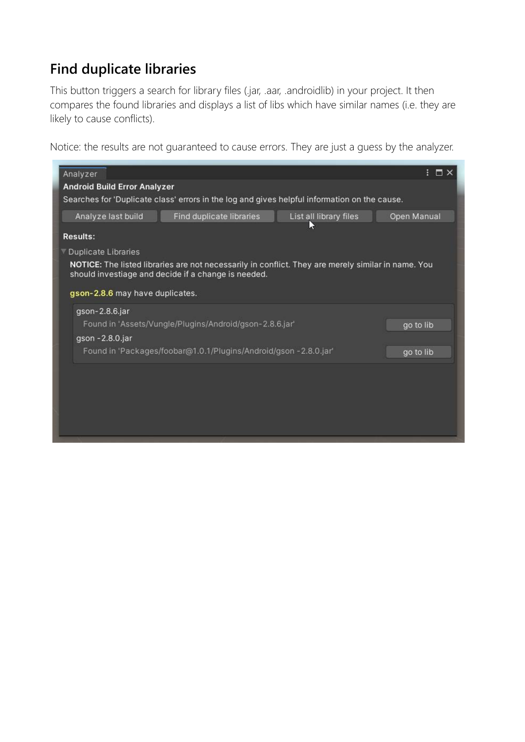## Find duplicate libraries

This button triggers a search for library files (.jar, .aar, .androidlib) in your project. It then compares the found libraries and displays a list of libs which have similar names (i.e. they are likely to cause conflicts).

Notice: the results are not guaranteed to cause errors. They are just a guess by the analyzer.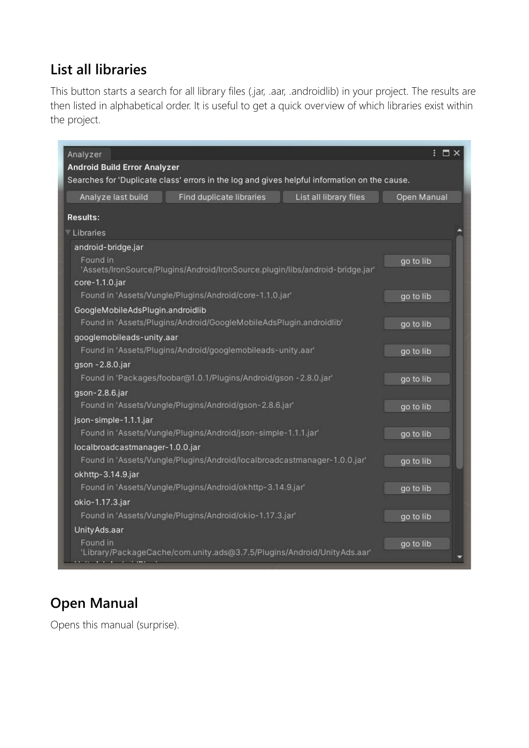## List all libraries

This button starts a search for all library files (.jar, .aar, .androidlib) in your project. The results are then listed in alphabetical order. It is useful to get a quick overview of which libraries exist within the project.

## Open Manual

Opens this manual (surprise).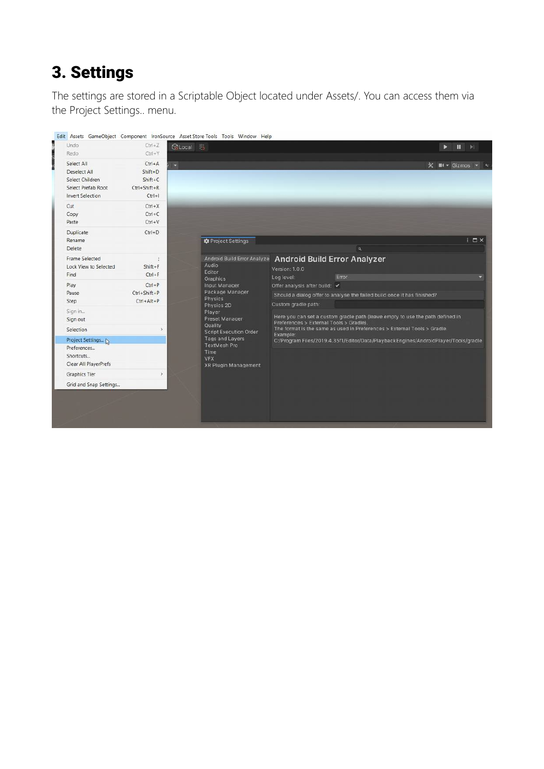## 3. Settings

The settings are stored in a Scriptable Object located under Assets/. You can access them via the Project Settings.. menu.